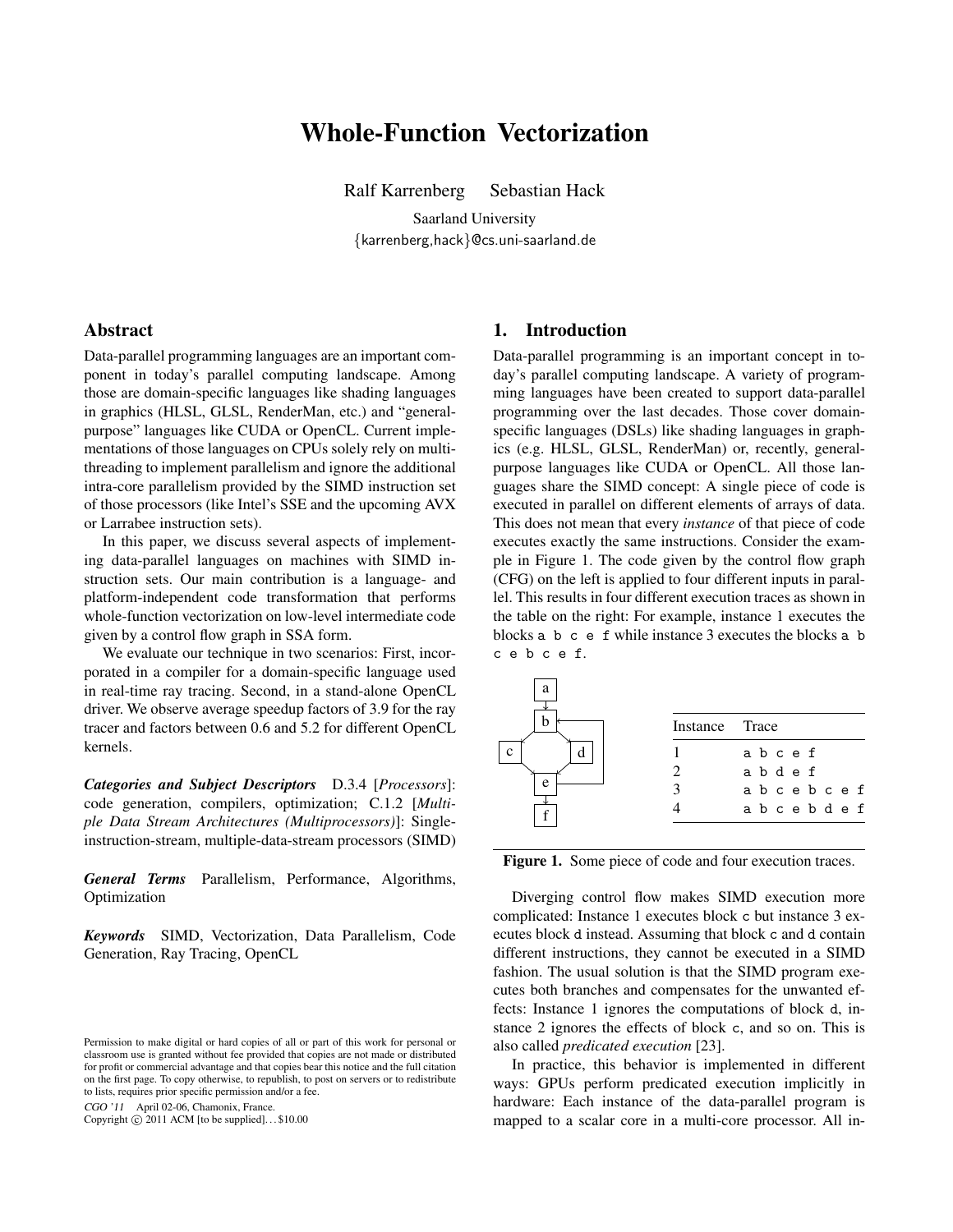# Whole-Function Vectorization

Ralf Karrenberg Sebastian Hack

Saarland University

{karrenberg,hack}@cs.uni-saarland.de

## Abstract

Data-parallel programming languages are an important component in today's parallel computing landscape. Among those are domain-specific languages like shading languages in graphics (HLSL, GLSL, RenderMan, etc.) and "general-purpose" languages like CUDA or OpenCL. Current implementations of those languages on CPUs solely rely on multi-threading to implement parallelism and ignore the additional intra-core parallelism provided by the SIMD instruction set of those processors (like Intel's SSE and the upcoming AVX or Larrabee instruction sets).

In this paper, we discuss several aspects of implementing data-parallel languages on machines with SIMD instruction sets. Our main contribution is a language- and platform-independent code transformation that performs whole-function vectorization on low-level intermediate code given by a control flow graph in SSA form.

We evaluate our technique in two scenarios: First, incorporated in a compiler for a domain-specific language used in real-time ray tracing. Second, in a stand-alone OpenCL driver. We observe average speedup factors of 3.9 for the ray tracer and factors between 0.6 and 5.2 for different OpenCL kernels.

***Categories and Subject Descriptors*** D.3.4 [*Processors*]: code generation, compilers, optimization; C.1.2 [*Multiple Data Stream Architectures (Multiprocessors)*]: Single-instruction-stream, multiple-data-stream processors (SIMD)

***General Terms*** Parallelism, Performance, Algorithms, Optimization

***Keywords*** SIMD, Vectorization, Data Parallelism, Code Generation, Ray Tracing, OpenCL

Permission to make digital or hard copies of all or part of this work for personal or classroom use is granted without fee provided that copies are not made or distributed for profit or commercial advantage and that copies bear this notice and the full citation on the first page. To copy otherwise, to republish, to post on servers or to redistribute to lists, requires prior specific permission and/or a fee.

*CGO '11* April 02-06, Chamonix, France.
Copyright © 2011 ACM [to be supplied]...$10.00

## 1. Introduction

Data-parallel programming is an important concept in today's parallel computing landscape. A variety of programming languages have been created to support data-parallel programming over the last decades. Those cover domain-specific languages (DSLs) like shading languages in graphics (e.g. HLSL, GLSL, RenderMan) or, recently, general-purpose languages like CUDA or OpenCL. All those languages share the SIMD concept: A single piece of code is executed in parallel on different elements of arrays of data. This does not mean that every *instance* of that piece of code executes exactly the same instructions. Consider the example in Figure 1. The code given by the control flow graph (CFG) on the left is applied to four different inputs in parallel. This results in four different execution traces as shown in the table on the right: For example, instance 1 executes the blocks `a b c e f` while instance 3 executes the blocks `a b c e b c e f`.

| Instance | Trace |
|---|---|
| 1 | a b c e f |
| 2 | a b d e f |
| 3 | a b c e b c e f |
| 4 | a b c e b d e f |

**Figure 1.** Some piece of code and four execution traces.

Diverging control flow makes SIMD execution more complicated: Instance 1 executes block `c` but instance 3 executes block `d` instead. Assuming that block `c` and `d` contain different instructions, they cannot be executed in a SIMD fashion. The usual solution is that the SIMD program executes both branches and compensates for the unwanted effects: Instance 1 ignores the computations of block `d`, instance 2 ignores the effects of block `c`, and so on. This is also called *predicated execution* [23].

In practice, this behavior is implemented in different ways: GPUs perform predicated execution implicitly in hardware: Each instance of the data-parallel program is mapped to a scalar core in a multi-core processor. All in-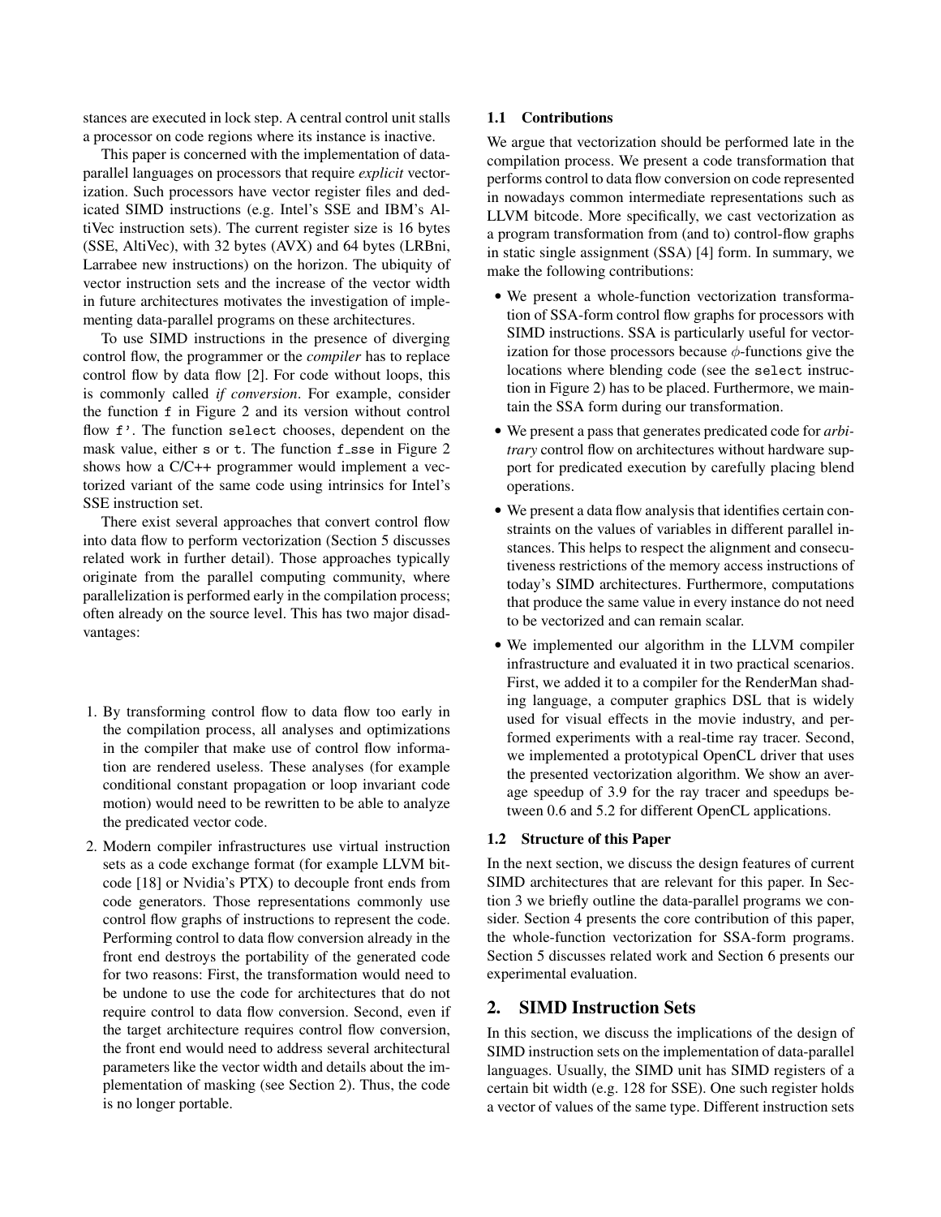stances are executed in lock step. A central control unit stalls a processor on code regions where its instance is inactive.

This paper is concerned with the implementation of data-parallel languages on processors that require *explicit* vectorization. Such processors have vector register files and dedicated SIMD instructions (e.g. Intel's SSE and IBM's AltiVec instruction sets). The current register size is 16 bytes (SSE, AltiVec), with 32 bytes (AVX) and 64 bytes (LRBni, Larrabee new instructions) on the horizon. The ubiquity of vector instruction sets and the increase of the vector width in future architectures motivates the investigation of implementing data-parallel programs on these architectures.

To use SIMD instructions in the presence of diverging control flow, the programmer or the *compiler* has to replace control flow by data flow [2]. For code without loops, this is commonly called *if conversion*. For example, consider the function `f` in Figure 2 and its version without control flow `f'`. The function `select` chooses, dependent on the mask value, either `s` or `t`. The function `f_sse` in Figure 2 shows how a C/C++ programmer would implement a vectorized variant of the same code using intrinsics for Intel's SSE instruction set.

There exist several approaches that convert control flow into data flow to perform vectorization (Section 5 discusses related work in further detail). Those approaches typically originate from the parallel computing community, where parallelization is performed early in the compilation process; often already on the source level. This has two major disadvantages:

1. By transforming control flow to data flow too early in the compilation process, all analyses and optimizations in the compiler that make use of control flow information are rendered useless. These analyses (for example conditional constant propagation or loop invariant code motion) would need to be rewritten to be able to analyze the predicated vector code.
2. Modern compiler infrastructures use virtual instruction sets as a code exchange format (for example LLVM bitcode [18] or Nvidia's PTX) to decouple front ends from code generators. Those representations commonly use control flow graphs of instructions to represent the code. Performing control to data flow conversion already in the front end destroys the portability of the generated code for two reasons: First, the transformation would need to be undone to use the code for architectures that do not require control to data flow conversion. Second, even if the target architecture requires control flow conversion, the front end would need to address several architectural parameters like the vector width and details about the implementation of masking (see Section 2). Thus, the code is no longer portable.

### 1.1 Contributions

We argue that vectorization should be performed late in the compilation process. We present a code transformation that performs control to data flow conversion on code represented in nowadays common intermediate representations such as LLVM bitcode. More specifically, we cast vectorization as a program transformation from (and to) control-flow graphs in static single assignment (SSA) [4] form. In summary, we make the following contributions:

- We present a whole-function vectorization transformation of SSA-form control flow graphs for processors with SIMD instructions. SSA is particularly useful for vectorization for those processors because $\phi$-functions give the locations where blending code (see the `select` instruction in Figure 2) has to be placed. Furthermore, we maintain the SSA form during our transformation.
- We present a pass that generates predicated code for *arbitrary* control flow on architectures without hardware support for predicated execution by carefully placing blend operations.
- We present a data flow analysis that identifies certain constraints on the values of variables in different parallel instances. This helps to respect the alignment and consecutiveness restrictions of the memory access instructions of today's SIMD architectures. Furthermore, computations that produce the same value in every instance do not need to be vectorized and can remain scalar.
- We implemented our algorithm in the LLVM compiler infrastructure and evaluated it in two practical scenarios. First, we added it to a compiler for the RenderMan shading language, a computer graphics DSL that is widely used for visual effects in the movie industry, and performed experiments with a real-time ray tracer. Second, we implemented a prototypical OpenCL driver that uses the presented vectorization algorithm. We show an average speedup of 3.9 for the ray tracer and speedups between 0.6 and 5.2 for different OpenCL applications.

### 1.2 Structure of this Paper

In the next section, we discuss the design features of current SIMD architectures that are relevant for this paper. In Section 3 we briefly outline the data-parallel programs we consider. Section 4 presents the core contribution of this paper, the whole-function vectorization for SSA-form programs. Section 5 discusses related work and Section 6 presents our experimental evaluation.

## 2. SIMD Instruction Sets

In this section, we discuss the implications of the design of SIMD instruction sets on the implementation of data-parallel languages. Usually, the SIMD unit has SIMD registers of a certain bit width (e.g. 128 for SSE). One such register holds a vector of values of the same type. Different instruction sets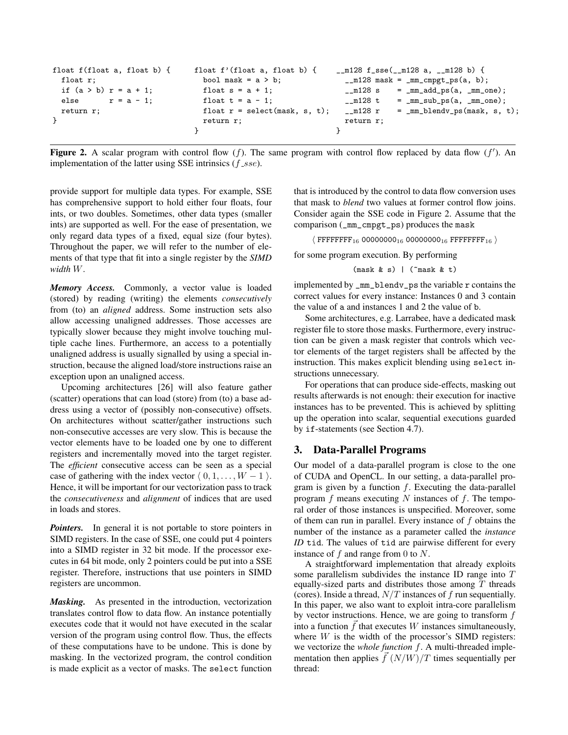```
float f(float a, float b) {
  float r;
  if (a > b) r = a + 1;
  else       r = a - 1;
  return r;
}
```

```
float f'(float a, float b) {
  bool mask = a > b;
  float s = a + 1;
  float t = a - 1;
  float r = select(mask, s, t);
  return r;
}
```

```
__m128 f_sse(__m128 a, __m128 b) {
  __m128 mask = _mm_cmpgt_ps(a, b);
  __m128 s    = _mm_add_ps(a, _mm_one);
  __m128 t    = _mm_sub_ps(a, _mm_one);
  __m128 r    = _mm_blendv_ps(mask, s, t);
  return r;
}
```

**Figure 2.** A scalar program with control flow ($f$). The same program with control flow replaced by data flow ($f'$). An implementation of the latter using SSE intrinsics ($f\_sse$).

provide support for multiple data types. For example, SSE has comprehensive support to hold either four floats, four ints, or two doubles. Sometimes, other data types (smaller ints) are supported as well. For the ease of presentation, we only regard data types of a fixed, equal size (four bytes). Throughout the paper, we will refer to the number of elements of that type that fit into a single register by the *SIMD width* $W$.

***Memory Access.*** Commonly, a vector value is loaded (stored) by reading (writing) the elements *consecutively* from (to) an *aligned* address. Some instruction sets also allow accessing unaligned addresses. Those accesses are typically slower because they might involve touching multiple cache lines. Furthermore, an access to a potentially unaligned address is usually signalled by using a special instruction, because the aligned load/store instructions raise an exception upon an unaligned access.

Upcoming architectures [26] will also feature gather (scatter) operations that can load (store) from (to) a base address using a vector of (possibly non-consecutive) offsets. On architectures without scatter/gather instructions such non-consecutive accesses are very slow. This is because the vector elements have to be loaded one by one to different registers and incrementally moved into the target register. The *efficient* consecutive access can be seen as a special case of gathering with the index vector $\langle 0, 1, \ldots, W-1 \rangle$. Hence, it will be important for our vectorization pass to track the *consecutiveness* and *alignment* of indices that are used in loads and stores.

***Pointers.*** In general it is not portable to store pointers in SIMD registers. In the case of SSE, one could put 4 pointers into a SIMD register in 32 bit mode. If the processor executes in 64 bit mode, only 2 pointers could be put into a SSE register. Therefore, instructions that use pointers in SIMD registers are uncommon.

***Masking.*** As presented in the introduction, vectorization translates control flow to data flow. An instance potentially executes code that it would not have executed in the scalar version of the program using control flow. Thus, the effects of these computations have to be undone. This is done by masking. In the vectorized program, the control condition is made explicit as a vector of masks. The `select` function that is introduced by the control to data flow conversion uses that mask to *blend* two values at former control flow joins. Consider again the SSE code in Figure 2. Assume that the comparison (`_mm_cmpgt_ps`) produces the `mask`

$$\langle \text{FFFFFFFF}_{16}\ \text{00000000}_{16}\ \text{00000000}_{16}\ \text{FFFFFFFF}_{16} \rangle$$

for some program execution. By performing

```
(mask & s) | (~mask & t)
```

implemented by `_mm_blendv_ps` the variable `r` contains the correct values for every instance: Instances 0 and 3 contain the value of `a` and instances 1 and 2 the value of `b`.

Some architectures, e.g. Larrabee, have a dedicated mask register file to store those masks. Furthermore, every instruction can be given a mask register that controls which vector elements of the target registers shall be affected by the instruction. This makes explicit blending using `select` instructions unnecessary.

For operations that can produce side-effects, masking out results afterwards is not enough: their execution for inactive instances has to be prevented. This is achieved by splitting up the operation into scalar, sequential executions guarded by `if`-statements (see Section 4.7).

## 3. Data-Parallel Programs

Our model of a data-parallel program is close to the one of CUDA and OpenCL. In our setting, a data-parallel program is given by a function $f$. Executing the data-parallel program $f$ means executing $N$ instances of $f$. The temporal order of those instances is unspecified. Moreover, some of them can run in parallel. Every instance of $f$ obtains the number of the instance as a parameter called the *instance ID* `tid`. The values of `tid` are pairwise different for every instance of $f$ and range from 0 to $N$.

A straightforward implementation that already exploits some parallelism subdivides the instance ID range into $T$ equally-sized parts and distributes those among $T$ threads (cores). Inside a thread, $N/T$ instances of $f$ run sequentially. In this paper, we also want to exploit intra-core parallelism by vector instructions. Hence, we are going to transform $f$ into a function $\vec{f}$ that executes $W$ instances simultaneously, where $W$ is the width of the processor's SIMD registers: we vectorize the *whole function* $f$. A multi-threaded implementation then applies $\vec{f}$ $(N/W)/T$ times sequentially per thread: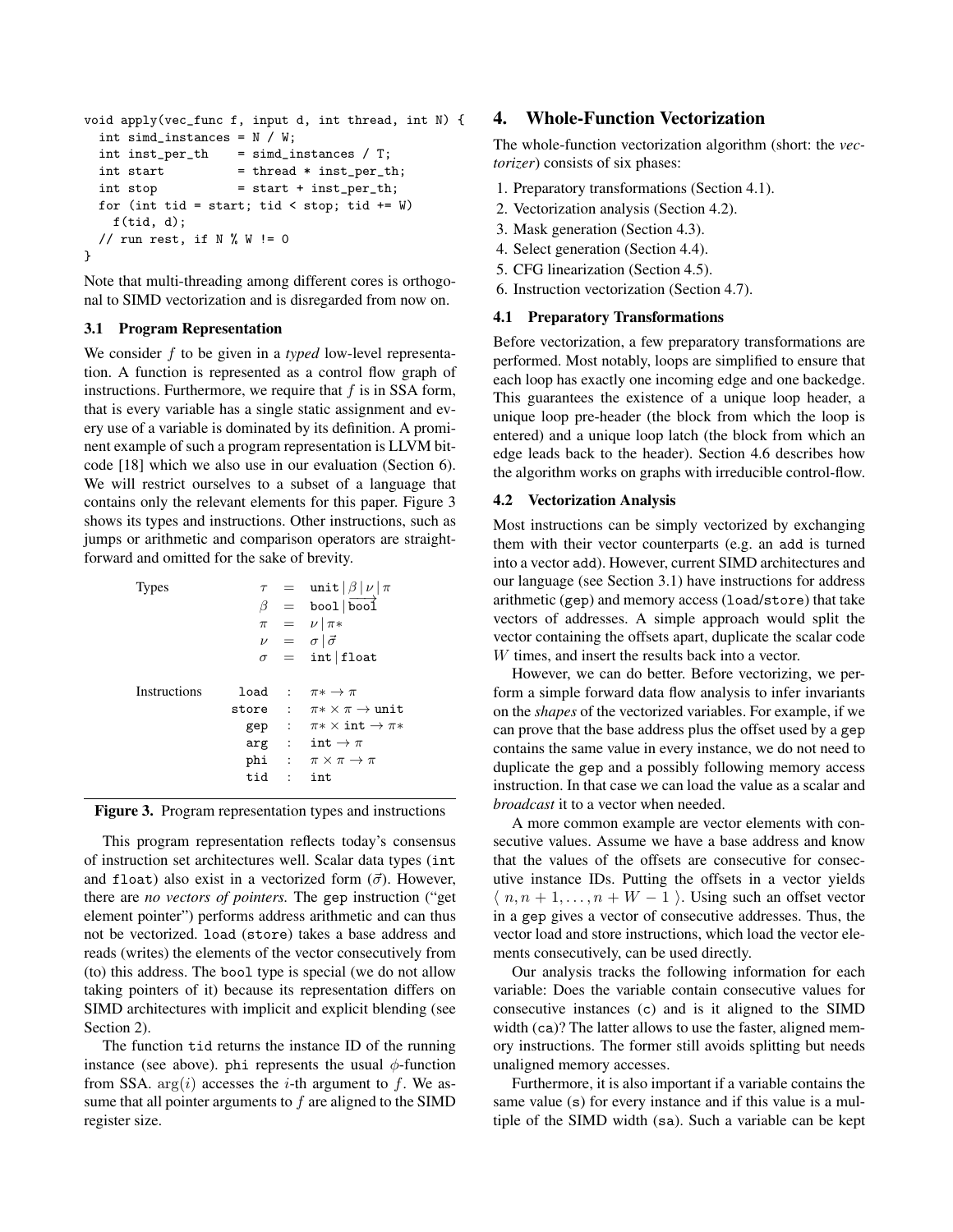```
void apply(vec_func f, input d, int thread, int N) {
  int simd_instances = N / W;
  int inst_per_th    = simd_instances / T;
  int start          = thread * inst_per_th;
  int stop           = start + inst_per_th;
  for (int tid = start; tid < stop; tid += W)
    f(tid, d);
  // run rest, if N % W != 0
}
```

Note that multi-threading among different cores is orthogonal to SIMD vectorization and is disregarded from now on.

### 3.1 Program Representation

We consider $f$ to be given in a *typed* low-level representation. A function is represented as a control flow graph of instructions. Furthermore, we require that $f$ is in SSA form, that is every variable has a single static assignment and every use of a variable is dominated by its definition. A prominent example of such a program representation is LLVM bitcode [18] which we also use in our evaluation (Section 6). We will restrict ourselves to a subset of a language that contains only the relevant elements for this paper. Figure 3 shows its types and instructions. Other instructions, such as jumps or arithmetic and comparison operators are straightforward and omitted for the sake of brevity.

Types

$$
\begin{aligned}
\tau &= \texttt{unit} \mid \beta \mid \nu \mid \pi \\
\beta &= \texttt{bool} \mid \overrightarrow{\texttt{bool}} \\
\pi &= \nu \mid \pi* \\
\nu &= \sigma \mid \vec{\sigma} \\
\sigma &= \texttt{int} \mid \texttt{float}
\end{aligned}
$$

Instructions

$$
\begin{aligned}
\texttt{load} &: \pi* \rightarrow \pi \\
\texttt{store} &: \pi* \times \pi \rightarrow \texttt{unit} \\
\texttt{gep} &: \pi* \times \texttt{int} \rightarrow \pi* \\
\texttt{arg} &: \texttt{int} \rightarrow \pi \\
\texttt{phi} &: \pi \times \pi \rightarrow \pi \\
\texttt{tid} &: \texttt{int}
\end{aligned}
$$

**Figure 3.** Program representation types and instructions

This program representation reflects today's consensus of instruction set architectures well. Scalar data types (int and float) also exist in a vectorized form ($\vec{\sigma}$). However, there are *no vectors of pointers.* The gep instruction ("get element pointer") performs address arithmetic and can thus not be vectorized. load (store) takes a base address and reads (writes) the elements of the vector consecutively from (to) this address. The bool type is special (we do not allow taking pointers of it) because its representation differs on SIMD architectures with implicit and explicit blending (see Section 2).

The function tid returns the instance ID of the running instance (see above). phi represents the usual $\phi$-function from SSA. $\arg(i)$ accesses the $i$-th argument to $f$. We assume that all pointer arguments to $f$ are aligned to the SIMD register size.

## 4. Whole-Function Vectorization

The whole-function vectorization algorithm (short: the *vectorizer*) consists of six phases:

1. Preparatory transformations (Section 4.1).
2. Vectorization analysis (Section 4.2).
3. Mask generation (Section 4.3).
4. Select generation (Section 4.4).
5. CFG linearization (Section 4.5).
6. Instruction vectorization (Section 4.7).

### 4.1 Preparatory Transformations

Before vectorization, a few preparatory transformations are performed. Most notably, loops are simplified to ensure that each loop has exactly one incoming edge and one backedge. This guarantees the existence of a unique loop header, a unique loop pre-header (the block from which the loop is entered) and a unique loop latch (the block from which an edge leads back to the header). Section 4.6 describes how the algorithm works on graphs with irreducible control-flow.

### 4.2 Vectorization Analysis

Most instructions can be simply vectorized by exchanging them with their vector counterparts (e.g. an add is turned into a vector add). However, current SIMD architectures and our language (see Section 3.1) have instructions for address arithmetic (gep) and memory access (load/store) that take vectors of addresses. A simple approach would split the vector containing the offsets apart, duplicate the scalar code $W$ times, and insert the results back into a vector.

However, we can do better. Before vectorizing, we perform a simple forward data flow analysis to infer invariants on the *shapes* of the vectorized variables. For example, if we can prove that the base address plus the offset used by a gep contains the same value in every instance, we do not need to duplicate the gep and a possibly following memory access instruction. In that case we can load the value as a scalar and *broadcast* it to a vector when needed.

A more common example are vector elements with consecutive values. Assume we have a base address and know that the values of the offsets are consecutive for consecutive instance IDs. Putting the offsets in a vector yields $\langle\, n, n+1, \ldots, n+W-1 \,\rangle$. Using such an offset vector in a gep gives a vector of consecutive addresses. Thus, the vector load and store instructions, which load the vector elements consecutively, can be used directly.

Our analysis tracks the following information for each variable: Does the variable contain consecutive values for consecutive instances (c) and is it aligned to the SIMD width (ca)? The latter allows to use the faster, aligned memory instructions. The former still avoids splitting but needs unaligned memory accesses.

Furthermore, it is also important if a variable contains the same value (s) for every instance and if this value is a multiple of the SIMD width (sa). Such a variable can be kept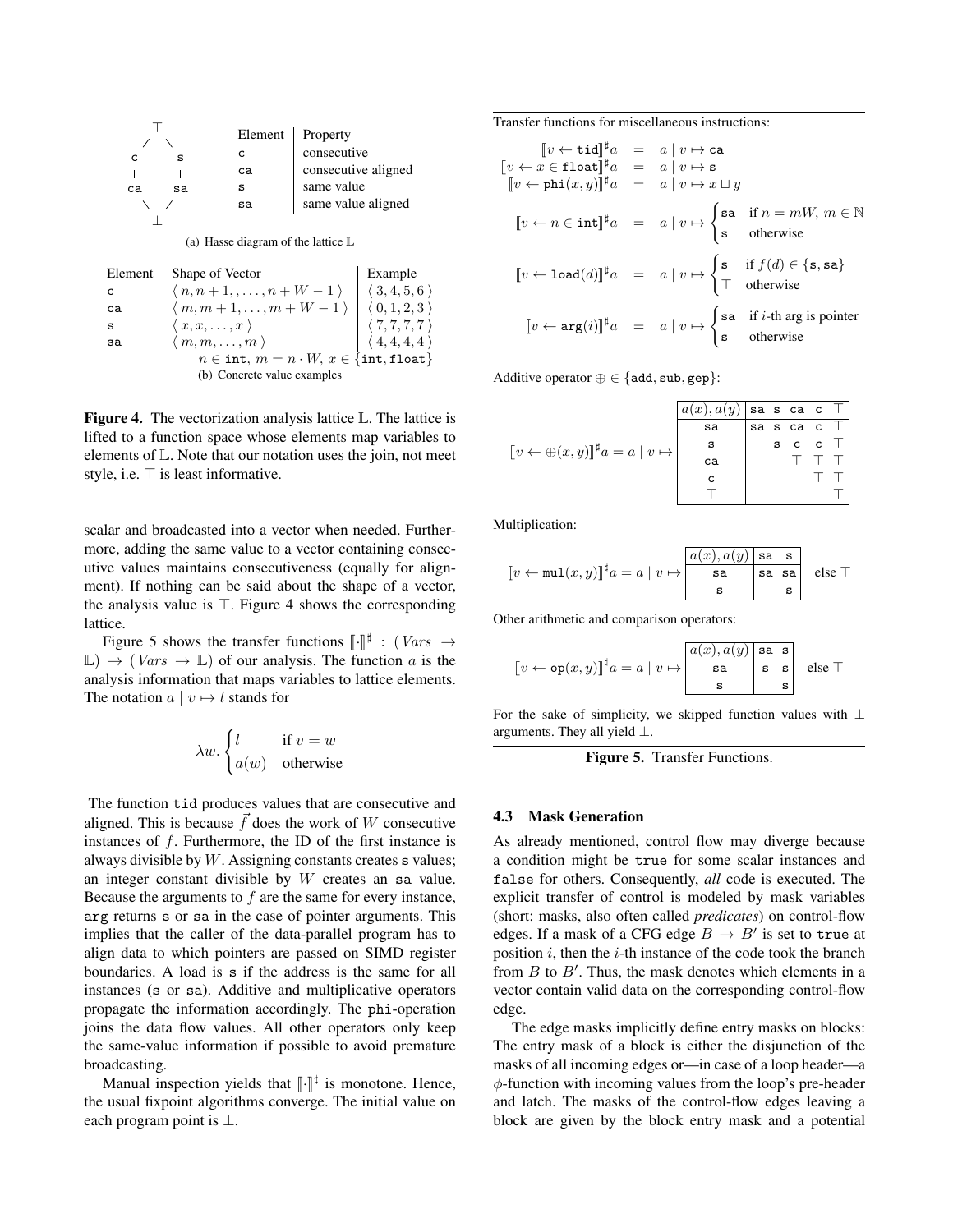(a) Hasse diagram of the lattice $\mathbb{L}$

$$
\begin{array}{ccc}
 & \top & \\
\texttt{c} & & \texttt{s} \\
| & & | \\
\texttt{ca} & & \texttt{sa} \\
 & \bot &
\end{array}
$$

| Element | Property |
|---|---|
| c | consecutive |
| ca | consecutive aligned |
| s | same value |
| sa | same value aligned |

| Element | Shape of Vector | Example |
|---|---|---|
| c | $\langle\, n, n+1, \ldots, n+W-1 \,\rangle$ | $\langle\, 3, 4, 5, 6 \,\rangle$ |
| ca | $\langle\, m, m+1, \ldots, m+W-1 \,\rangle$ | $\langle\, 0, 1, 2, 3 \,\rangle$ |
| s | $\langle\, x, x, \ldots, x \,\rangle$ | $\langle\, 7, 7, 7, 7 \,\rangle$ |
| sa | $\langle\, m, m, \ldots, m \,\rangle$ | $\langle\, 4, 4, 4, 4 \,\rangle$ |
| | $n \in \texttt{int}$, $m = n \cdot W$, $x \in \{\texttt{int}, \texttt{float}\}$ | |

(b) Concrete value examples

**Figure 4.** The vectorization analysis lattice $\mathbb{L}$. The lattice is lifted to a function space whose elements map variables to elements of $\mathbb{L}$. Note that our notation uses the join, not meet style, i.e. $\top$ is least informative.

scalar and broadcasted into a vector when needed. Furthermore, adding the same value to a vector containing consecutive values maintains consecutiveness (equally for alignment). If nothing can be said about the shape of a vector, the analysis value is $\top$. Figure 4 shows the corresponding lattice.

Figure 5 shows the transfer functions $[\![\cdot]\!]^\sharp : (\mathit{Vars} \to \mathbb{L}) \to (\mathit{Vars} \to \mathbb{L})$ of our analysis. The function $a$ is the analysis information that maps variables to lattice elements. The notation $a \mid v \mapsto l$ stands for

$$\lambda w. \begin{cases} l & \text{if } v = w \\ a(w) & \text{otherwise} \end{cases}$$

The function `tid` produces values that are consecutive and aligned. This is because $\vec{f}$ does the work of $W$ consecutive instances of $f$. Furthermore, the ID of the first instance is always divisible by $W$. Assigning constants creates `s` values; an integer constant divisible by $W$ creates an `sa` value. Because the arguments to $f$ are the same for every instance, `arg` returns `s` or `sa` in the case of pointer arguments. This implies that the caller of the data-parallel program has to align data to which pointers are passed on SIMD register boundaries. A load is `s` if the address is the same for all instances (`s` or `sa`). Additive and multiplicative operators propagate the information accordingly. The `phi`-operation joins the data flow values. All other operators only keep the same-value information if possible to avoid premature broadcasting.

Manual inspection yields that $[\![\cdot]\!]^\sharp$ is monotone. Hence, the usual fixpoint algorithms converge. The initial value on each program point is $\bot$.

Transfer functions for miscellaneous instructions:

$$
\begin{aligned}
[\![v \leftarrow \texttt{tid}]\!]^\sharp a &= a \mid v \mapsto \texttt{ca} \\
[\![v \leftarrow x \in \texttt{float}]\!]^\sharp a &= a \mid v \mapsto \texttt{s} \\
[\![v \leftarrow \texttt{phi}(x, y)]\!]^\sharp a &= a \mid v \mapsto x \sqcup y \\
[\![v \leftarrow n \in \texttt{int}]\!]^\sharp a &= a \mid v \mapsto \begin{cases} \texttt{sa} & \text{if } n = mW,\ m \in \mathbb{N} \\ \texttt{s} & \text{otherwise} \end{cases} \\
[\![v \leftarrow \texttt{load}(d)]\!]^\sharp a &= a \mid v \mapsto \begin{cases} \texttt{s} & \text{if } f(d) \in \{\texttt{s}, \texttt{sa}\} \\ \top & \text{otherwise} \end{cases} \\
[\![v \leftarrow \texttt{arg}(i)]\!]^\sharp a &= a \mid v \mapsto \begin{cases} \texttt{sa} & \text{if } i\text{-th arg is pointer} \\ \texttt{s} & \text{otherwise} \end{cases}
\end{aligned}
$$

Additive operator $\oplus \in \{\texttt{add}, \texttt{sub}, \texttt{gep}\}$:

$[\![v \leftarrow \oplus(x, y)]\!]^\sharp a = a \mid v \mapsto$

| $a(x), a(y)$ | sa | s | ca | c | $\top$ |
|---|---|---|---|---|---|
| sa | sa | s | ca | c | $\top$ |
| s | | s | c | c | $\top$ |
| ca | | | $\top$ | $\top$ | $\top$ |
| c | | | | $\top$ | $\top$ |
| $\top$ | | | | | $\top$ |

Multiplication:

$[\![v \leftarrow \texttt{mul}(x, y)]\!]^\sharp a = a \mid v \mapsto$ (else $\top$)

| $a(x), a(y)$ | sa | s |
|---|---|---|
| sa | sa | sa |
| s | | s |

Other arithmetic and comparison operators:

$[\![v \leftarrow \texttt{op}(x, y)]\!]^\sharp a = a \mid v \mapsto$ (else $\top$)

| $a(x), a(y)$ | sa | s |
|---|---|---|
| sa | s | s |
| s | | s |

For the sake of simplicity, we skipped function values with $\bot$ arguments. They all yield $\bot$.

**Figure 5.** Transfer Functions.

### 4.3 Mask Generation

As already mentioned, control flow may diverge because a condition might be `true` for some scalar instances and `false` for others. Consequently, *all* code is executed. The explicit transfer of control is modeled by mask variables (short: masks, also often called *predicates*) on control-flow edges. If a mask of a CFG edge $B \to B'$ is set to `true` at position $i$, then the $i$-th instance of the code took the branch from $B$ to $B'$. Thus, the mask denotes which elements in a vector contain valid data on the corresponding control-flow edge.

The edge masks implicitly define entry masks on blocks: The entry mask of a block is either the disjunction of the masks of all incoming edges or—in case of a loop header—a $\phi$-function with incoming values from the loop's pre-header and latch. The masks of the control-flow edges leaving a block are given by the block entry mask and a potential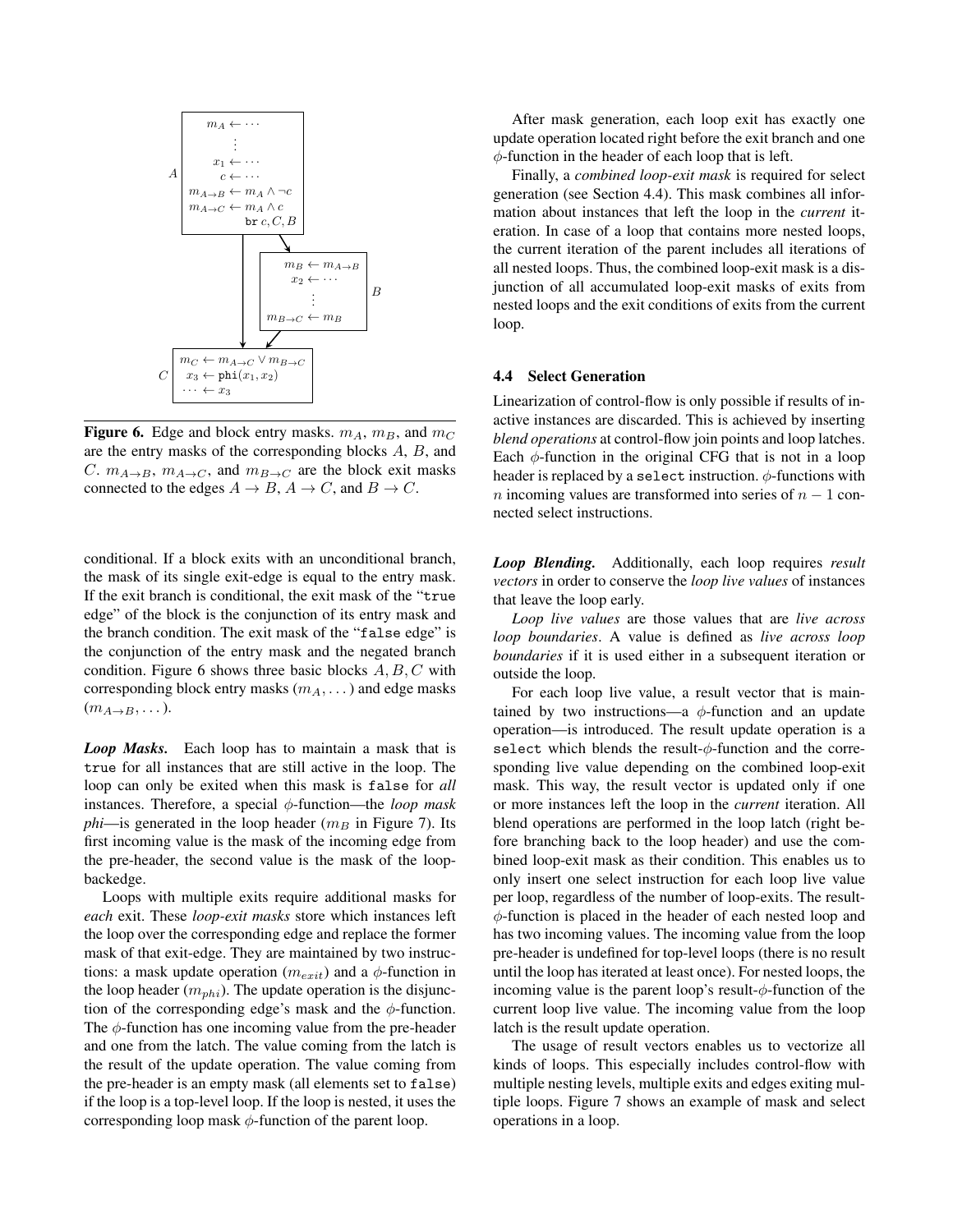$$
\begin{array}{l}
A: \\
\quad m_A \leftarrow \cdots \\
\quad \vdots \\
\quad x_1 \leftarrow \cdots \\
\quad c \leftarrow \cdots \\
\quad m_{A\to B} \leftarrow m_A \wedge \neg c \\
\quad m_{A\to C} \leftarrow m_A \wedge c \\
\quad \texttt{br}\ c, C, B \\
B: \\
\quad m_B \leftarrow m_{A\to B} \\
\quad x_2 \leftarrow \cdots \\
\quad \vdots \\
\quad m_{B\to C} \leftarrow m_B \\
C: \\
\quad m_C \leftarrow m_{A\to C} \vee m_{B\to C} \\
\quad x_3 \leftarrow \texttt{phi}(x_1, x_2) \\
\quad \cdots \leftarrow x_3
\end{array}
$$

**Figure 6.** Edge and block entry masks. $m_A$, $m_B$, and $m_C$ are the entry masks of the corresponding blocks $A$, $B$, and $C$. $m_{A\to B}$, $m_{A\to C}$, and $m_{B\to C}$ are the block exit masks connected to the edges $A \to B$, $A \to C$, and $B \to C$.

conditional. If a block exits with an unconditional branch, the mask of its single exit-edge is equal to the entry mask. If the exit branch is conditional, the exit mask of the "`true` edge" of the block is the conjunction of its entry mask and the branch condition. The exit mask of the "`false` edge" is the conjunction of the entry mask and the negated branch condition. Figure 6 shows three basic blocks $A, B, C$ with corresponding block entry masks ($m_A, \dots$) and edge masks ($m_{A\to B}, \dots$).

***Loop Masks.*** Each loop has to maintain a mask that is `true` for all instances that are still active in the loop. The loop can only be exited when this mask is `false` for *all* instances. Therefore, a special $\phi$-function—the *loop mask phi*—is generated in the loop header ($m_B$ in Figure 7). Its first incoming value is the mask of the incoming edge from the pre-header, the second value is the mask of the loop-backedge.

Loops with multiple exits require additional masks for *each* exit. These *loop-exit masks* store which instances left the loop over the corresponding edge and replace the former mask of that exit-edge. They are maintained by two instructions: a mask update operation ($m_{exit}$) and a $\phi$-function in the loop header ($m_{phi}$). The update operation is the disjunction of the corresponding edge's mask and the $\phi$-function. The $\phi$-function has one incoming value from the pre-header and one from the latch. The value coming from the latch is the result of the update operation. The value coming from the pre-header is an empty mask (all elements set to `false`) if the loop is a top-level loop. If the loop is nested, it uses the corresponding loop mask $\phi$-function of the parent loop.

After mask generation, each loop exit has exactly one update operation located right before the exit branch and one $\phi$-function in the header of each loop that is left.

Finally, a *combined loop-exit mask* is required for select generation (see Section 4.4). This mask combines all information about instances that left the loop in the *current* iteration. In case of a loop that contains more nested loops, the current iteration of the parent includes all iterations of all nested loops. Thus, the combined loop-exit mask is a disjunction of all accumulated loop-exit masks of exits from nested loops and the exit conditions of exits from the current loop.

### 4.4 Select Generation

Linearization of control-flow is only possible if results of inactive instances are discarded. This is achieved by inserting *blend operations* at control-flow join points and loop latches. Each $\phi$-function in the original CFG that is not in a loop header is replaced by a `select` instruction. $\phi$-functions with $n$ incoming values are transformed into series of $n - 1$ connected select instructions.

***Loop Blending.*** Additionally, each loop requires *result vectors* in order to conserve the *loop live values* of instances that leave the loop early.

*Loop live values* are those values that are *live across loop boundaries*. A value is defined as *live across loop boundaries* if it is used either in a subsequent iteration or outside the loop.

For each loop live value, a result vector that is maintained by two instructions—a $\phi$-function and an update operation—is introduced. The result update operation is a `select` which blends the result-$\phi$-function and the corresponding live value depending on the combined loop-exit mask. This way, the result vector is updated only if one or more instances left the loop in the *current* iteration. All blend operations are performed in the loop latch (right before branching back to the loop header) and use the combined loop-exit mask as their condition. This enables us to only insert one select instruction for each loop live value per loop, regardless of the number of loop-exits. The result-$\phi$-function is placed in the header of each nested loop and has two incoming values. The incoming value from the loop pre-header is undefined for top-level loops (there is no result until the loop has iterated at least once). For nested loops, the incoming value is the parent loop's result-$\phi$-function of the current loop live value. The incoming value from the loop latch is the result update operation.

The usage of result vectors enables us to vectorize all kinds of loops. This especially includes control-flow with multiple nesting levels, multiple exits and edges exiting multiple loops. Figure 7 shows an example of mask and select operations in a loop.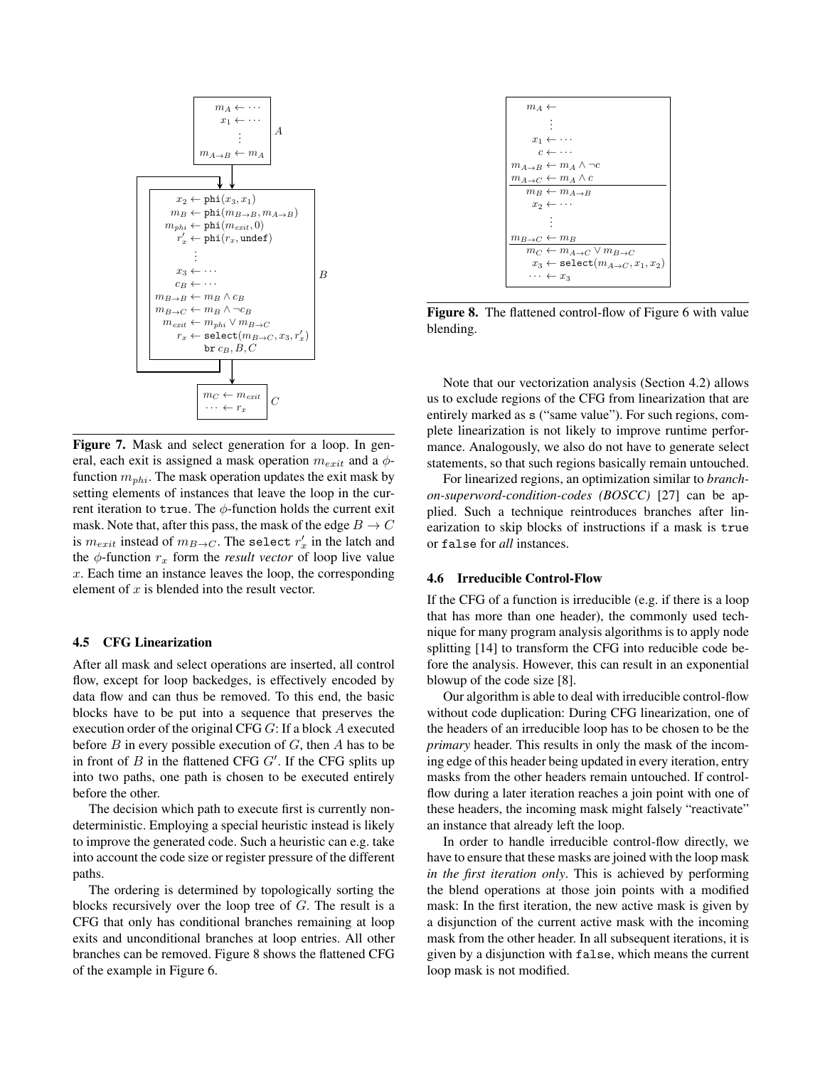```
A:
    m_A ← ···
    x_1 ← ···
    ⋮
    m_{A→B} ← m_A

B:
    x_2 ← phi(x_3, x_1)
    m_B ← phi(m_{B→B}, m_{A→B})
    m_phi ← phi(m_exit, 0)
    r'_x ← phi(r_x, undef)
    ⋮
    x_3 ← ···
    c_B ← ···
    m_{B→B} ← m_B ∧ c_B
    m_{B→C} ← m_B ∧ ¬c_B
    m_exit ← m_phi ∨ m_{B→C}
    r_x ← select(m_{B→C}, x_3, r'_x)
    br c_B, B, C

C:
    m_C ← m_exit
    ··· ← r_x
```

**Figure 7.** Mask and select generation for a loop. In general, each exit is assigned a mask operation $m_{exit}$ and a $\phi$-function $m_{phi}$. The mask operation updates the exit mask by setting elements of instances that leave the loop in the current iteration to `true`. The $\phi$-function holds the current exit mask. Note that, after this pass, the mask of the edge $B \to C$ is $m_{exit}$ instead of $m_{B\to C}$. The `select` $r'_x$ in the latch and the $\phi$-function $r_x$ form the *result vector* of loop live value $x$. Each time an instance leaves the loop, the corresponding element of $x$ is blended into the result vector.

### 4.5 CFG Linearization

After all mask and select operations are inserted, all control flow, except for loop backedges, is effectively encoded by data flow and can thus be removed. To this end, the basic blocks have to be put into a sequence that preserves the execution order of the original CFG $G$: If a block $A$ executed before $B$ in every possible execution of $G$, then $A$ has to be in front of $B$ in the flattened CFG $G'$. If the CFG splits up into two paths, one path is chosen to be executed entirely before the other.

The decision which path to execute first is currently nondeterministic. Employing a special heuristic instead is likely to improve the generated code. Such a heuristic can e.g. take into account the code size or register pressure of the different paths.

The ordering is determined by topologically sorting the blocks recursively over the loop tree of $G$. The result is a CFG that only has conditional branches remaining at loop exits and unconditional branches at loop entries. All other branches can be removed. Figure 8 shows the flattened CFG of the example in Figure 6.

```
m_A ←
⋮
x_1 ← ···
c ← ···
m_{A→B} ← m_A ∧ ¬c
m_{A→C} ← m_A ∧ c
-----------------------------
m_B ← m_{A→B}
x_2 ← ···
⋮
m_{B→C} ← m_B
-----------------------------
m_C ← m_{A→C} ∨ m_{B→C}
x_3 ← select(m_{A→C}, x_1, x_2)
··· ← x_3
```

**Figure 8.** The flattened control-flow of Figure 6 with value blending.

Note that our vectorization analysis (Section 4.2) allows us to exclude regions of the CFG from linearization that are entirely marked as `s` ("same value"). For such regions, complete linearization is not likely to improve runtime performance. Analogously, we also do not have to generate select statements, so that such regions basically remain untouched.

For linearized regions, an optimization similar to *branch-on-superword-condition-codes (BOSCC)* [27] can be applied. Such a technique reintroduces branches after linearization to skip blocks of instructions if a mask is `true` or `false` for *all* instances.

### 4.6 Irreducible Control-Flow

If the CFG of a function is irreducible (e.g. if there is a loop that has more than one header), the commonly used technique for many program analysis algorithms is to apply node splitting [14] to transform the CFG into reducible code before the analysis. However, this can result in an exponential blowup of the code size [8].

Our algorithm is able to deal with irreducible control-flow without code duplication: During CFG linearization, one of the headers of an irreducible loop has to be chosen to be the *primary* header. This results in only the mask of the incoming edge of this header being updated in every iteration, entry masks from the other headers remain untouched. If control-flow during a later iteration reaches a join point with one of these headers, the incoming mask might falsely "reactivate" an instance that already left the loop.

In order to handle irreducible control-flow directly, we have to ensure that these masks are joined with the loop mask *in the first iteration only*. This is achieved by performing the blend operations at those join points with a modified mask: In the first iteration, the new active mask is given by a disjunction of the current active mask with the incoming mask from the other header. In all subsequent iterations, it is given by a disjunction with `false`, which means the current loop mask is not modified.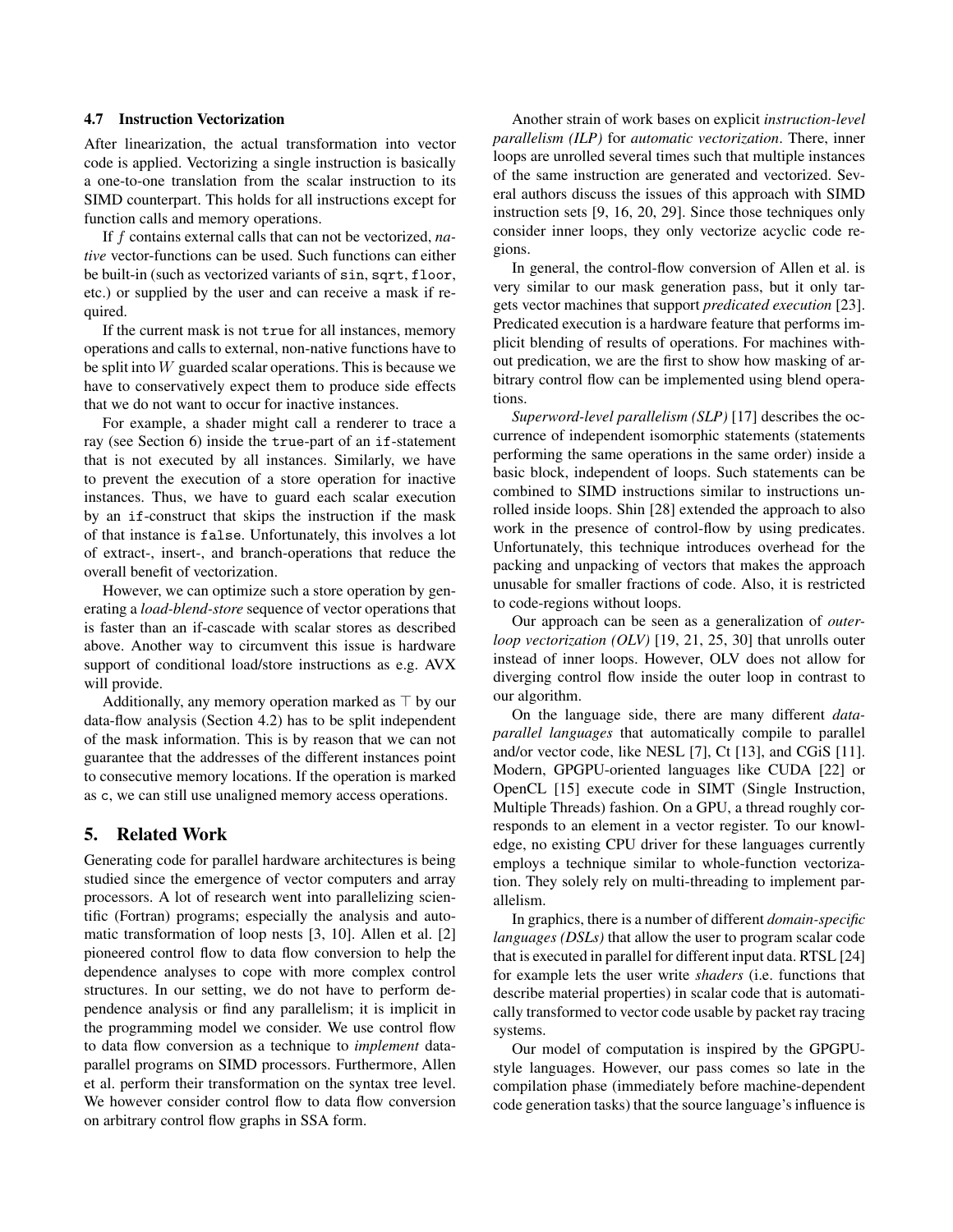### 4.7 Instruction Vectorization

After linearization, the actual transformation into vector code is applied. Vectorizing a single instruction is basically a one-to-one translation from the scalar instruction to its SIMD counterpart. This holds for all instructions except for function calls and memory operations.

If $f$ contains external calls that can not be vectorized, *native* vector-functions can be used. Such functions can either be built-in (such as vectorized variants of `sin`, `sqrt`, `floor`, etc.) or supplied by the user and can receive a mask if required.

If the current mask is not `true` for all instances, memory operations and calls to external, non-native functions have to be split into $W$ guarded scalar operations. This is because we have to conservatively expect them to produce side effects that we do not want to occur for inactive instances.

For example, a shader might call a renderer to trace a ray (see Section 6) inside the `true`-part of an `if`-statement that is not executed by all instances. Similarly, we have to prevent the execution of a store operation for inactive instances. Thus, we have to guard each scalar execution by an `if`-construct that skips the instruction if the mask of that instance is `false`. Unfortunately, this involves a lot of extract-, insert-, and branch-operations that reduce the overall benefit of vectorization.

However, we can optimize such a store operation by generating a *load-blend-store* sequence of vector operations that is faster than an if-cascade with scalar stores as described above. Another way to circumvent this issue is hardware support of conditional load/store instructions as e.g. AVX will provide.

Additionally, any memory operation marked as $\top$ by our data-flow analysis (Section 4.2) has to be split independent of the mask information. This is by reason that we can not guarantee that the addresses of the different instances point to consecutive memory locations. If the operation is marked as `c`, we can still use unaligned memory access operations.

## 5. Related Work

Generating code for parallel hardware architectures is being studied since the emergence of vector computers and array processors. A lot of research went into parallelizing scientific (Fortran) programs; especially the analysis and automatic transformation of loop nests [3, 10]. Allen et al. [2] pioneered control flow to data flow conversion to help the dependence analyses to cope with more complex control structures. In our setting, we do not have to perform dependence analysis or find any parallelism; it is implicit in the programming model we consider. We use control flow to data flow conversion as a technique to *implement* data-parallel programs on SIMD processors. Furthermore, Allen et al. perform their transformation on the syntax tree level. We however consider control flow to data flow conversion on arbitrary control flow graphs in SSA form.

Another strain of work bases on explicit *instruction-level parallelism (ILP)* for *automatic vectorization*. There, inner loops are unrolled several times such that multiple instances of the same instruction are generated and vectorized. Several authors discuss the issues of this approach with SIMD instruction sets [9, 16, 20, 29]. Since those techniques only consider inner loops, they only vectorize acyclic code regions.

In general, the control-flow conversion of Allen et al. is very similar to our mask generation pass, but it only targets vector machines that support *predicated execution* [23]. Predicated execution is a hardware feature that performs implicit blending of results of operations. For machines without predication, we are the first to show how masking of arbitrary control flow can be implemented using blend operations.

*Superword-level parallelism (SLP)* [17] describes the occurrence of independent isomorphic statements (statements performing the same operations in the same order) inside a basic block, independent of loops. Such statements can be combined to SIMD instructions similar to instructions unrolled inside loops. Shin [28] extended the approach to also work in the presence of control-flow by using predicates. Unfortunately, this technique introduces overhead for the packing and unpacking of vectors that makes the approach unusable for smaller fractions of code. Also, it is restricted to code-regions without loops.

Our approach can be seen as a generalization of *outer-loop vectorization (OLV)* [19, 21, 25, 30] that unrolls outer instead of inner loops. However, OLV does not allow for diverging control flow inside the outer loop in contrast to our algorithm.

On the language side, there are many different *data-parallel languages* that automatically compile to parallel and/or vector code, like NESL [7], Ct [13], and CGiS [11]. Modern, GPGPU-oriented languages like CUDA [22] or OpenCL [15] execute code in SIMT (Single Instruction, Multiple Threads) fashion. On a GPU, a thread roughly corresponds to an element in a vector register. To our knowledge, no existing CPU driver for these languages currently employs a technique similar to whole-function vectorization. They solely rely on multi-threading to implement parallelism.

In graphics, there is a number of different *domain-specific languages (DSLs)* that allow the user to program scalar code that is executed in parallel for different input data. RTSL [24] for example lets the user write *shaders* (i.e. functions that describe material properties) in scalar code that is automatically transformed to vector code usable by packet ray tracing systems.

Our model of computation is inspired by the GPGPU-style languages. However, our pass comes so late in the compilation phase (immediately before machine-dependent code generation tasks) that the source language's influence is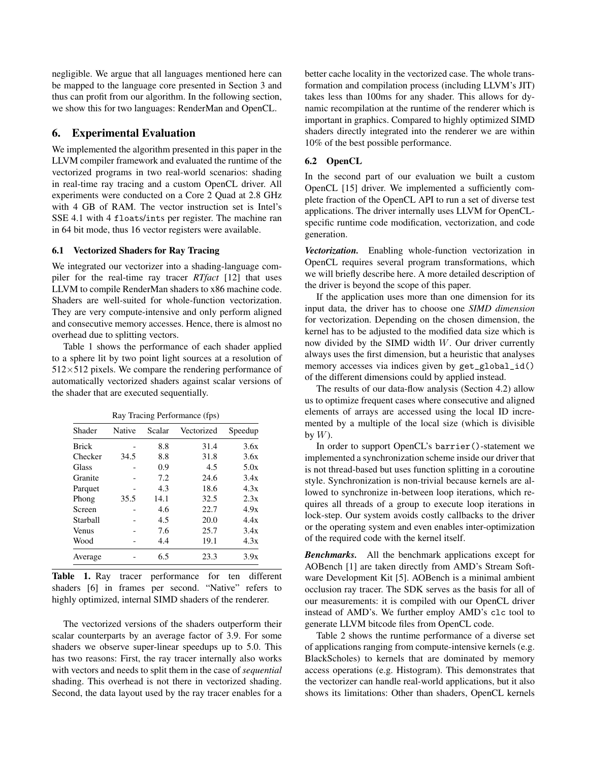negligible. We argue that all languages mentioned here can be mapped to the language core presented in Section 3 and thus can profit from our algorithm. In the following section, we show this for two languages: RenderMan and OpenCL.

## 6. Experimental Evaluation

We implemented the algorithm presented in this paper in the LLVM compiler framework and evaluated the runtime of the vectorized programs in two real-world scenarios: shading in real-time ray tracing and a custom OpenCL driver. All experiments were conducted on a Core 2 Quad at 2.8 GHz with 4 GB of RAM. The vector instruction set is Intel's SSE 4.1 with 4 `float`s/`int`s per register. The machine ran in 64 bit mode, thus 16 vector registers were available.

### 6.1 Vectorized Shaders for Ray Tracing

We integrated our vectorizer into a shading-language compiler for the real-time ray tracer *RTfact* [12] that uses LLVM to compile RenderMan shaders to x86 machine code. Shaders are well-suited for whole-function vectorization. They are very compute-intensive and only perform aligned and consecutive memory accesses. Hence, there is almost no overhead due to splitting vectors.

Table 1 shows the performance of each shader applied to a sphere lit by two point light sources at a resolution of $512 \times 512$ pixels. We compare the rendering performance of automatically vectorized shaders against scalar versions of the shader that are executed sequentially.

Ray Tracing Performance (fps)

| Shader | Native | Scalar | Vectorized | Speedup |
|---|---|---|---|---|
| Brick | - | 8.8 | 31.4 | 3.6x |
| Checker | 34.5 | 8.8 | 31.8 | 3.6x |
| Glass | - | 0.9 | 4.5 | 5.0x |
| Granite | - | 7.2 | 24.6 | 3.4x |
| Parquet | - | 4.3 | 18.6 | 4.3x |
| Phong | 35.5 | 14.1 | 32.5 | 2.3x |
| Screen | - | 4.6 | 22.7 | 4.9x |
| Starball | - | 4.5 | 20.0 | 4.4x |
| Venus | - | 7.6 | 25.7 | 3.4x |
| Wood | - | 4.4 | 19.1 | 4.3x |
| Average | - | 6.5 | 23.3 | 3.9x |

**Table 1.** Ray tracer performance for ten different shaders [6] in frames per second. "Native" refers to highly optimized, internal SIMD shaders of the renderer.

The vectorized versions of the shaders outperform their scalar counterparts by an average factor of 3.9. For some shaders we observe super-linear speedups up to 5.0. This has two reasons: First, the ray tracer internally also works with vectors and needs to split them in the case of *sequential* shading. This overhead is not there in vectorized shading. Second, the data layout used by the ray tracer enables for a better cache locality in the vectorized case. The whole transformation and compilation process (including LLVM's JIT) takes less than 100ms for any shader. This allows for dynamic recompilation at the runtime of the renderer which is important in graphics. Compared to highly optimized SIMD shaders directly integrated into the renderer we are within 10% of the best possible performance.

### 6.2 OpenCL

In the second part of our evaluation we built a custom OpenCL [15] driver. We implemented a sufficiently complete fraction of the OpenCL API to run a set of diverse test applications. The driver internally uses LLVM for OpenCL-specific runtime code modification, vectorization, and code generation.

***Vectorization.*** Enabling whole-function vectorization in OpenCL requires several program transformations, which we will briefly describe here. A more detailed description of the driver is beyond the scope of this paper.

If the application uses more than one dimension for its input data, the driver has to choose one *SIMD dimension* for vectorization. Depending on the chosen dimension, the kernel has to be adjusted to the modified data size which is now divided by the SIMD width $W$. Our driver currently always uses the first dimension, but a heuristic that analyses memory accesses via indices given by `get_global_id()` of the different dimensions could by applied instead.

The results of our data-flow analysis (Section 4.2) allow us to optimize frequent cases where consecutive and aligned elements of arrays are accessed using the local ID incremented by a multiple of the local size (which is divisible by $W$).

In order to support OpenCL's `barrier()`-statement we implemented a synchronization scheme inside our driver that is not thread-based but uses function splitting in a coroutine style. Synchronization is non-trivial because kernels are allowed to synchronize in-between loop iterations, which requires all threads of a group to execute loop iterations in lock-step. Our system avoids costly callbacks to the driver or the operating system and even enables inter-optimization of the required code with the kernel itself.

***Benchmarks.*** All the benchmark applications except for AOBench [1] are taken directly from AMD's Stream Software Development Kit [5]. AOBench is a minimal ambient occlusion ray tracer. The SDK serves as the basis for all of our measurements: it is compiled with our OpenCL driver instead of AMD's. We further employ AMD's `clc` tool to generate LLVM bitcode files from OpenCL code.

Table 2 shows the runtime performance of a diverse set of applications ranging from compute-intensive kernels (e.g. BlackScholes) to kernels that are dominated by memory access operations (e.g. Histogram). This demonstrates that the vectorizer can handle real-world applications, but it also shows its limitations: Other than shaders, OpenCL kernels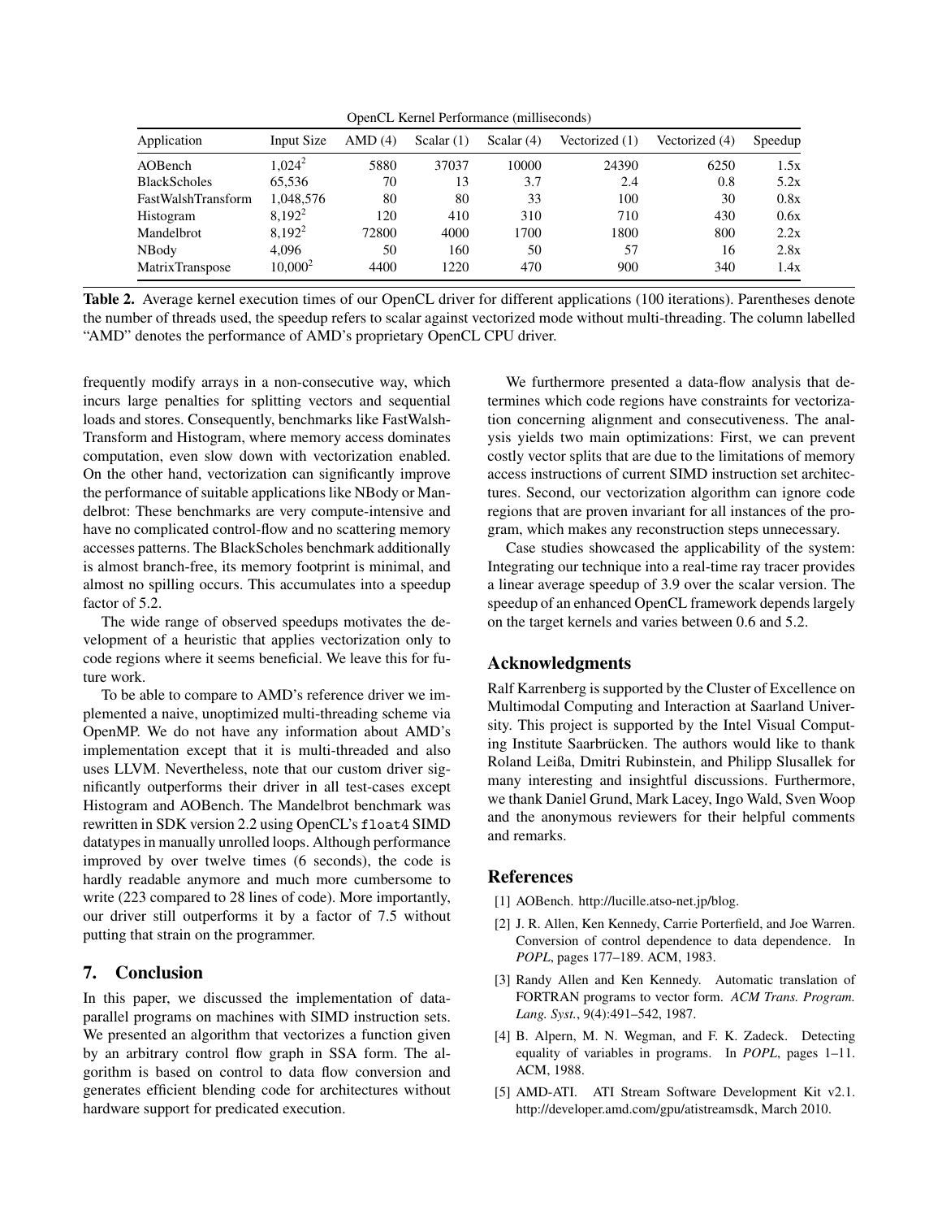OpenCL Kernel Performance (milliseconds)

| Application | Input Size | AMD (4) | Scalar (1) | Scalar (4) | Vectorized (1) | Vectorized (4) | Speedup |
|---|---|---|---|---|---|---|---|
| AOBench | $1{,}024^2$ | 5880 | 37037 | 10000 | 24390 | 6250 | 1.5x |
| BlackScholes | 65,536 | 70 | 13 | 3.7 | 2.4 | 0.8 | 5.2x |
| FastWalshTransform | 1,048,576 | 80 | 80 | 33 | 100 | 30 | 0.8x |
| Histogram | $8{,}192^2$ | 120 | 410 | 310 | 710 | 430 | 0.6x |
| Mandelbrot | $8{,}192^2$ | 72800 | 4000 | 1700 | 1800 | 800 | 2.2x |
| NBody | 4,096 | 50 | 160 | 50 | 57 | 16 | 2.8x |
| MatrixTranspose | $10{,}000^2$ | 4400 | 1220 | 470 | 900 | 340 | 1.4x |

**Table 2.** Average kernel execution times of our OpenCL driver for different applications (100 iterations). Parentheses denote the number of threads used, the speedup refers to scalar against vectorized mode without multi-threading. The column labelled "AMD" denotes the performance of AMD's proprietary OpenCL CPU driver.

frequently modify arrays in a non-consecutive way, which incurs large penalties for splitting vectors and sequential loads and stores. Consequently, benchmarks like FastWalshTransform and Histogram, where memory access dominates computation, even slow down with vectorization enabled. On the other hand, vectorization can significantly improve the performance of suitable applications like NBody or Mandelbrot: These benchmarks are very compute-intensive and have no complicated control-flow and no scattering memory accesses patterns. The BlackScholes benchmark additionally is almost branch-free, its memory footprint is minimal, and almost no spilling occurs. This accumulates into a speedup factor of 5.2.

The wide range of observed speedups motivates the development of a heuristic that applies vectorization only to code regions where it seems beneficial. We leave this for future work.

To be able to compare to AMD's reference driver we implemented a naive, unoptimized multi-threading scheme via OpenMP. We do not have any information about AMD's implementation except that it is multi-threaded and also uses LLVM. Nevertheless, note that our custom driver significantly outperforms their driver in all test-cases except Histogram and AOBench. The Mandelbrot benchmark was rewritten in SDK version 2.2 using OpenCL's `float4` SIMD datatypes in manually unrolled loops. Although performance improved by over twelve times (6 seconds), the code is hardly readable anymore and much more cumbersome to write (223 compared to 28 lines of code). More importantly, our driver still outperforms it by a factor of 7.5 without putting that strain on the programmer.

## 7. Conclusion

In this paper, we discussed the implementation of data-parallel programs on machines with SIMD instruction sets. We presented an algorithm that vectorizes a function given by an arbitrary control flow graph in SSA form. The algorithm is based on control to data flow conversion and generates efficient blending code for architectures without hardware support for predicated execution.

We furthermore presented a data-flow analysis that determines which code regions have constraints for vectorization concerning alignment and consecutiveness. The analysis yields two main optimizations: First, we can prevent costly vector splits that are due to the limitations of memory access instructions of current SIMD instruction set architectures. Second, our vectorization algorithm can ignore code regions that are proven invariant for all instances of the program, which makes any reconstruction steps unnecessary.

Case studies showcased the applicability of the system: Integrating our technique into a real-time ray tracer provides a linear average speedup of 3.9 over the scalar version. The speedup of an enhanced OpenCL framework depends largely on the target kernels and varies between 0.6 and 5.2.

## Acknowledgments

Ralf Karrenberg is supported by the Cluster of Excellence on Multimodal Computing and Interaction at Saarland University. This project is supported by the Intel Visual Computing Institute Saarbrücken. The authors would like to thank Roland Leißa, Dmitri Rubinstein, and Philipp Slusallek for many interesting and insightful discussions. Furthermore, we thank Daniel Grund, Mark Lacey, Ingo Wald, Sven Woop and the anonymous reviewers for their helpful comments and remarks.

## References

[1] AOBench. http://lucille.atso-net.jp/blog.

[2] J. R. Allen, Ken Kennedy, Carrie Porterfield, and Joe Warren. Conversion of control dependence to data dependence. In *POPL*, pages 177–189. ACM, 1983.

[3] Randy Allen and Ken Kennedy. Automatic translation of FORTRAN programs to vector form. *ACM Trans. Program. Lang. Syst.*, 9(4):491–542, 1987.

[4] B. Alpern, M. N. Wegman, and F. K. Zadeck. Detecting equality of variables in programs. In *POPL*, pages 1–11. ACM, 1988.

[5] AMD-ATI. ATI Stream Software Development Kit v2.1. http://developer.amd.com/gpu/atistreamsdk, March 2010.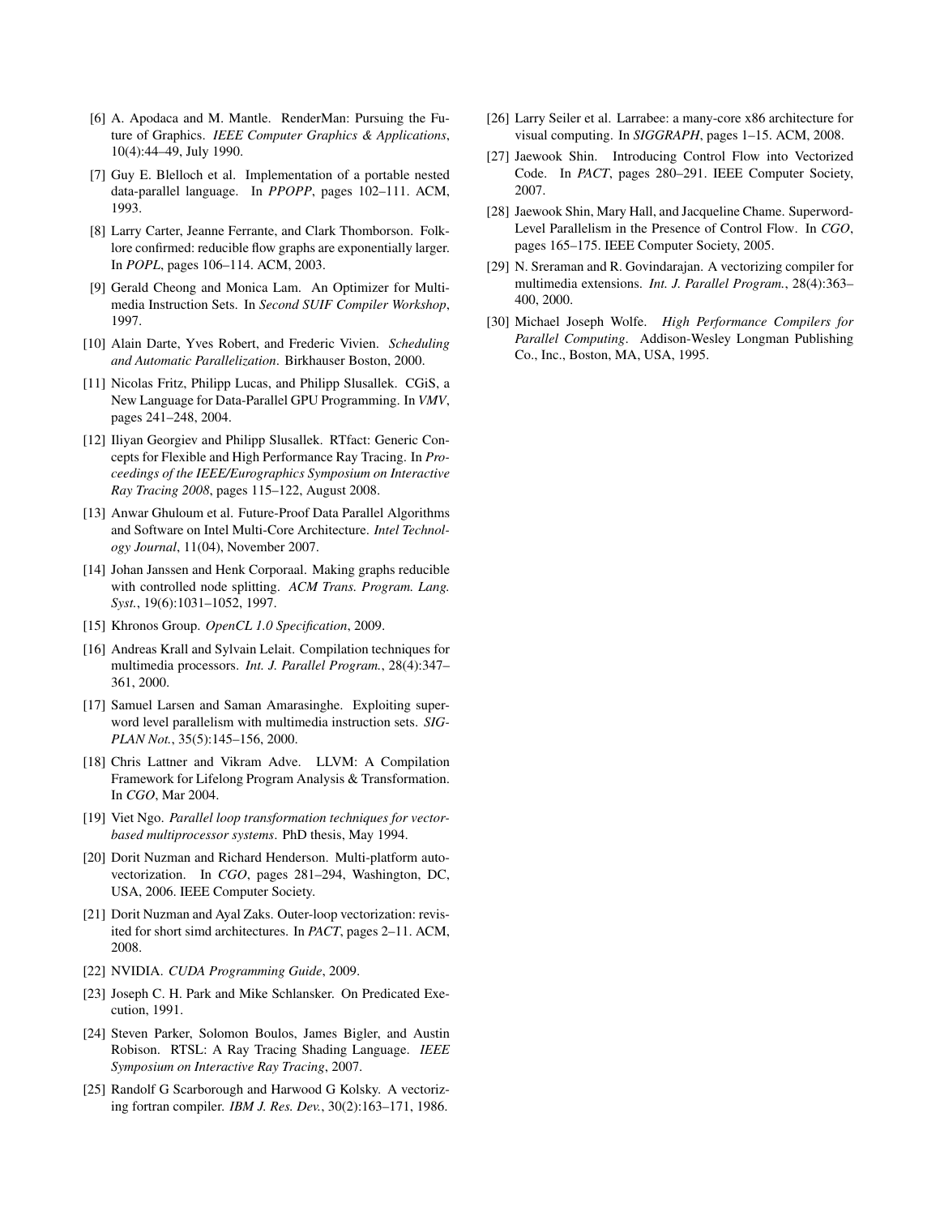[6] A. Apodaca and M. Mantle. RenderMan: Pursuing the Future of Graphics. *IEEE Computer Graphics & Applications*, 10(4):44–49, July 1990.

[7] Guy E. Blelloch et al. Implementation of a portable nested data-parallel language. In *PPOPP*, pages 102–111. ACM, 1993.

[8] Larry Carter, Jeanne Ferrante, and Clark Thomborson. Folklore confirmed: reducible flow graphs are exponentially larger. In *POPL*, pages 106–114. ACM, 2003.

[9] Gerald Cheong and Monica Lam. An Optimizer for Multimedia Instruction Sets. In *Second SUIF Compiler Workshop*, 1997.

[10] Alain Darte, Yves Robert, and Frederic Vivien. *Scheduling and Automatic Parallelization*. Birkhauser Boston, 2000.

[11] Nicolas Fritz, Philipp Lucas, and Philipp Slusallek. CGiS, a New Language for Data-Parallel GPU Programming. In *VMV*, pages 241–248, 2004.

[12] Iliyan Georgiev and Philipp Slusallek. RTfact: Generic Concepts for Flexible and High Performance Ray Tracing. In *Proceedings of the IEEE/Eurographics Symposium on Interactive Ray Tracing 2008*, pages 115–122, August 2008.

[13] Anwar Ghuloum et al. Future-Proof Data Parallel Algorithms and Software on Intel Multi-Core Architecture. *Intel Technology Journal*, 11(04), November 2007.

[14] Johan Janssen and Henk Corporaal. Making graphs reducible with controlled node splitting. *ACM Trans. Program. Lang. Syst.*, 19(6):1031–1052, 1997.

[15] Khronos Group. *OpenCL 1.0 Specification*, 2009.

[16] Andreas Krall and Sylvain Lelait. Compilation techniques for multimedia processors. *Int. J. Parallel Program.*, 28(4):347–361, 2000.

[17] Samuel Larsen and Saman Amarasinghe. Exploiting superword level parallelism with multimedia instruction sets. *SIGPLAN Not.*, 35(5):145–156, 2000.

[18] Chris Lattner and Vikram Adve. LLVM: A Compilation Framework for Lifelong Program Analysis & Transformation. In *CGO*, Mar 2004.

[19] Viet Ngo. *Parallel loop transformation techniques for vector-based multiprocessor systems*. PhD thesis, May 1994.

[20] Dorit Nuzman and Richard Henderson. Multi-platform auto-vectorization. In *CGO*, pages 281–294, Washington, DC, USA, 2006. IEEE Computer Society.

[21] Dorit Nuzman and Ayal Zaks. Outer-loop vectorization: revisited for short simd architectures. In *PACT*, pages 2–11. ACM, 2008.

[22] NVIDIA. *CUDA Programming Guide*, 2009.

[23] Joseph C. H. Park and Mike Schlansker. On Predicated Execution, 1991.

[24] Steven Parker, Solomon Boulos, James Bigler, and Austin Robison. RTSL: A Ray Tracing Shading Language. *IEEE Symposium on Interactive Ray Tracing*, 2007.

[25] Randolf G Scarborough and Harwood G Kolsky. A vectorizing fortran compiler. *IBM J. Res. Dev.*, 30(2):163–171, 1986.

[26] Larry Seiler et al. Larrabee: a many-core x86 architecture for visual computing. In *SIGGRAPH*, pages 1–15. ACM, 2008.

[27] Jaewook Shin. Introducing Control Flow into Vectorized Code. In *PACT*, pages 280–291. IEEE Computer Society, 2007.

[28] Jaewook Shin, Mary Hall, and Jacqueline Chame. Superword-Level Parallelism in the Presence of Control Flow. In *CGO*, pages 165–175. IEEE Computer Society, 2005.

[29] N. Sreraman and R. Govindarajan. A vectorizing compiler for multimedia extensions. *Int. J. Parallel Program.*, 28(4):363–400, 2000.

[30] Michael Joseph Wolfe. *High Performance Compilers for Parallel Computing*. Addison-Wesley Longman Publishing Co., Inc., Boston, MA, USA, 1995.